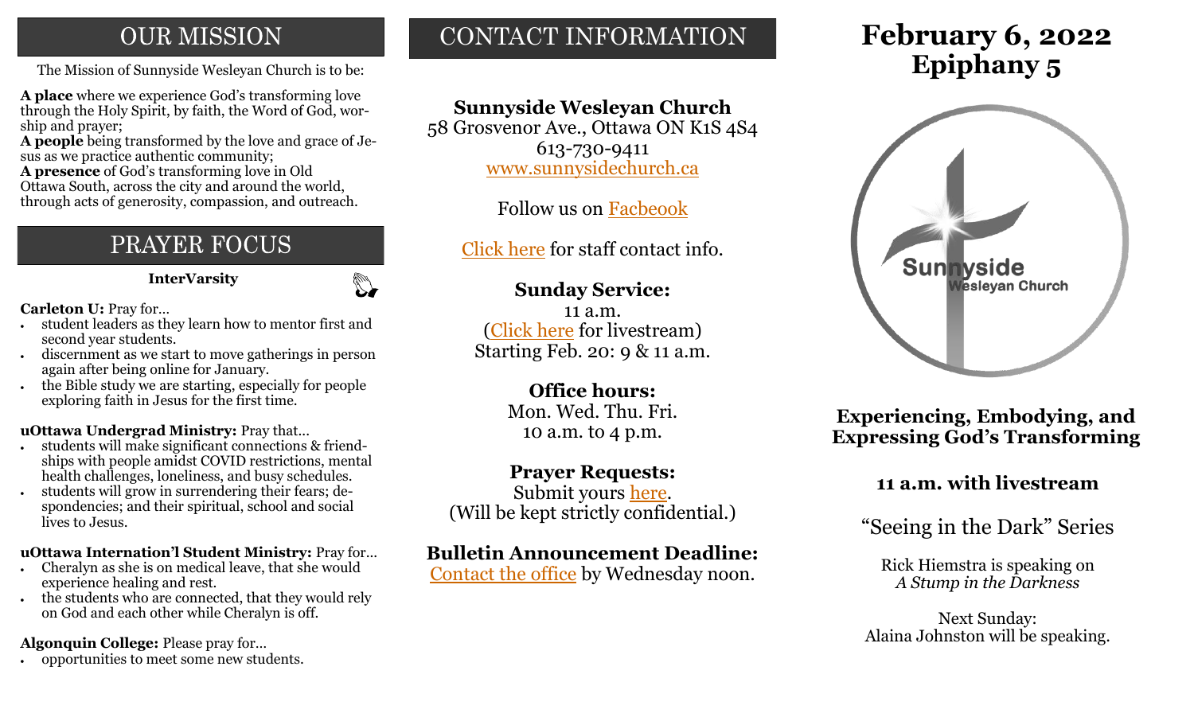## OUR MISSION

The Mission of Sunnyside Wesleyan Church is to be:

**A place** where we experience God's transforming love through the Holy Spirit, by faith, the Word of God, worship and prayer;
**A people** being transformed by the love and grace of Jesus as we practice authentic community;
**A presence** of God's transforming love in Old Ottawa South, across the city and around the world, through acts of generosity, compassion, and outreach.

## PRAYER FOCUS

**InterVarsity**

**Carleton U:** Pray for…

- student leaders as they learn how to mentor first and second year students.
- discernment as we start to move gatherings in person again after being online for January.
- the Bible study we are starting, especially for people exploring faith in Jesus for the first time.

**uOttawa Undergrad Ministry:** Pray that…

- students will make significant connections & friendships with people amidst COVID restrictions, mental health challenges, loneliness, and busy schedules.
- students will grow in surrendering their fears; despondencies; and their spiritual, school and social lives to Jesus.

**uOttawa International Student Ministry:** Pray for…

- Cheralyn as she is on medical leave, that she would experience healing and rest.
- the students who are connected, that they would rely on God and each other while Cheralyn is off.

**Algonquin College:** Please pray for…

- opportunities to meet some new students.

## CONTACT INFORMATION

**Sunnyside Wesleyan Church**
58 Grosvenor Ave., Ottawa ON K1S 4S4
613-730-9411
www.sunnysidechurch.ca

Follow us on Facbeook

Click here for staff contact info.

**Sunday Service:**
11 a.m.
(Click here for livestream)
Starting Feb. 20: 9 & 11 a.m.

**Office hours:**
Mon. Wed. Thu. Fri.
10 a.m. to 4 p.m.

**Prayer Requests:**
Submit yours here.
(Will be kept strictly confidential.)

**Bulletin Announcement Deadline:**
Contact the office by Wednesday noon.

# February 6, 2022
# Epiphany 5

Sunnyside Wesleyan Church

### Experiencing, Embodying, and Expressing God's Transforming

### 11 a.m. with livestream

"Seeing in the Dark" Series

Rick Hiemstra is speaking on
*A Stump in the Darkness*

Next Sunday:
Alaina Johnston will be speaking.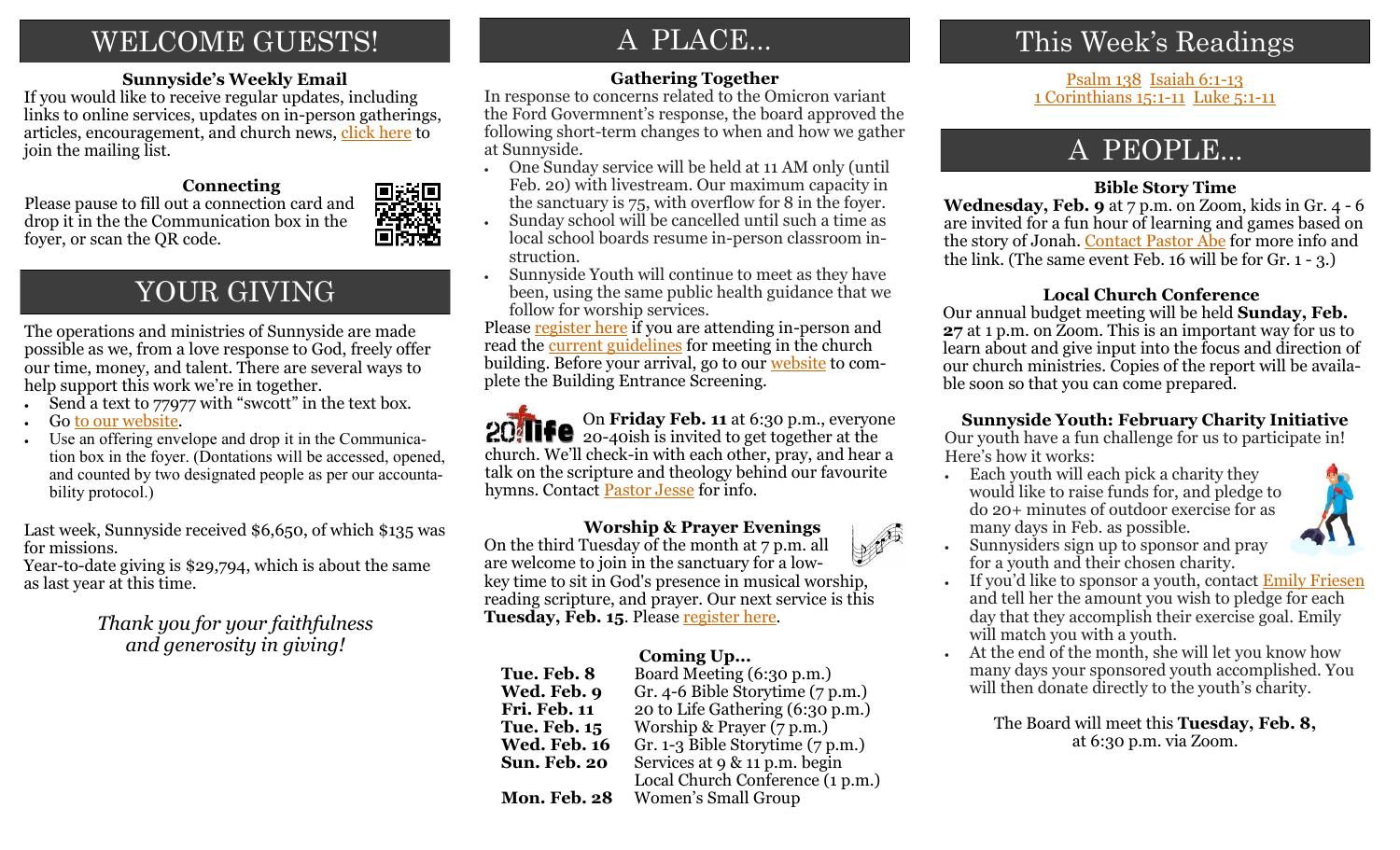# WELCOME GUESTS!

### Sunnyside's Weekly Email

If you would like to receive regular updates, including links to online services, updates on in-person gatherings, articles, encouragement, and church news, click here to join the mailing list.

### Connecting

Please pause to fill out a connection card and drop it in the the Communication box in the foyer, or scan the QR code.

# YOUR GIVING

The operations and ministries of Sunnyside are made possible as we, from a love response to God, freely offer our time, money, and talent. There are several ways to help support this work we're in together.

- Send a text to 77977 with "swcott" in the text box.
- Go to our website.
- Use an offering envelope and drop it in the Communication box in the foyer. (Dontations will be accessed, opened, and counted by two designated people as per our accountability protocol.)

Last week, Sunnyside received $6,650, of which $135 was for missions.
Year-to-date giving is $29,794, which is about the same as last year at this time.

*Thank you for your faithfulness and generosity in giving!*

# A PLACE...

### Gathering Together

In response to concerns related to the Omicron variant the Ford Govermnent's response, the board approved the following short-term changes to when and how we gather at Sunnyside.

- One Sunday service will be held at 11 AM only (until Feb. 20) with livestream. Our maximum capacity in the sanctuary is 75, with overflow for 8 in the foyer.
- Sunday school will be cancelled until such a time as local school boards resume in-person classroom instruction.
- Sunnyside Youth will continue to meet as they have been, using the same public health guidance that we follow for worship services.

Please register here if you are attending in-person and read the current guidelines for meeting in the church building. Before your arrival, go to our website to complete the Building Entrance Screening.

20 life On **Friday Feb. 11** at 6:30 p.m., everyone 20-40ish is invited to get together at the church. We'll check-in with each other, pray, and hear a talk on the scripture and theology behind our favourite hymns. Contact Pastor Jesse for info.

### Worship & Prayer Evenings

On the third Tuesday of the month at 7 p.m. all are welcome to join in the sanctuary for a low-key time to sit in God's presence in musical worship, reading scripture, and prayer. Our next service is this **Tuesday, Feb. 15**. Please register here.

### Coming Up...

| | |
|---|---|
| **Tue. Feb. 8** | Board Meeting (6:30 p.m.) |
| **Wed. Feb. 9** | Gr. 4-6 Bible Storytime (7 p.m.) |
| **Fri. Feb. 11** | 20 to Life Gathering (6:30 p.m.) |
| **Tue. Feb. 15** | Worship & Prayer (7 p.m.) |
| **Wed. Feb. 16** | Gr. 1-3 Bible Storytime (7 p.m.) |
| **Sun. Feb. 20** | Services at 9 & 11 p.m. begin<br>Local Church Conference (1 p.m.) |
| **Mon. Feb. 28** | Women's Small Group |

# This Week's Readings

Psalm 138 Isaiah 6:1-13
1 Corinthians 15:1-11 Luke 5:1-11

# A PEOPLE...

### Bible Story Time

**Wednesday, Feb. 9** at 7 p.m. on Zoom, kids in Gr. 4 - 6 are invited for a fun hour of learning and games based on the story of Jonah. Contact Pastor Abe for more info and the link. (The same event Feb. 16 will be for Gr. 1 - 3.)

### Local Church Conference

Our annual budget meeting will be held **Sunday, Feb. 27** at 1 p.m. on Zoom. This is an important way for us to learn about and give input into the focus and direction of our church ministries. Copies of the report will be available soon so that you can come prepared.

### Sunnyside Youth: February Charity Initiative

Our youth have a fun challenge for us to participate in! Here's how it works:

- Each youth will each pick a charity they would like to raise funds for, and pledge to do 20+ minutes of outdoor exercise for as many days in Feb. as possible.
- Sunnysiders sign up to sponsor and pray for a youth and their chosen charity.
- If you'd like to sponsor a youth, contact Emily Friesen and tell her the amount you wish to pledge for each day that they accomplish their exercise goal. Emily will match you with a youth.
- At the end of the month, she will let you know how many days your sponsored youth accomplished. You will then donate directly to the youth's charity.

The Board will meet this **Tuesday, Feb. 8**, at 6:30 p.m. via Zoom.